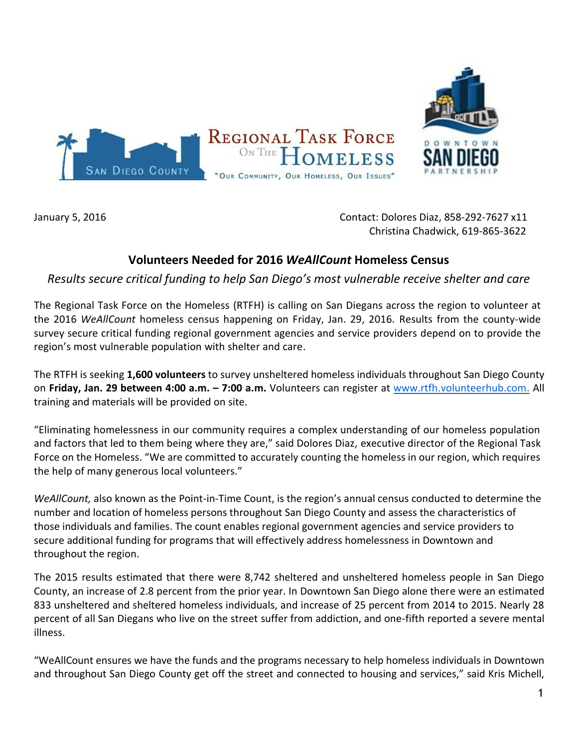SAN DIEGO COUNTY

REGIONAL TASK FORCE ON THE HOMELESS

"OUR COMMUNITY, OUR HOMELESS, OUR ISSUES"

DOWNTOWN SAN DIEGO PARTNERSHIP

January 5, 2016

Contact: Dolores Diaz, 858-292-7627 x11
Christina Chadwick, 619-865-3622

## Volunteers Needed for 2016 *WeAllCount* Homeless Census

*Results secure critical funding to help San Diego's most vulnerable receive shelter and care*

The Regional Task Force on the Homeless (RTFH) is calling on San Diegans across the region to volunteer at the 2016 *WeAllCount* homeless census happening on Friday, Jan. 29, 2016. Results from the county-wide survey secure critical funding regional government agencies and service providers depend on to provide the region's most vulnerable population with shelter and care.

The RTFH is seeking **1,600 volunteers** to survey unsheltered homeless individuals throughout San Diego County on **Friday, Jan. 29 between 4:00 a.m. – 7:00 a.m.** Volunteers can register at www.rtfh.volunteerhub.com. All training and materials will be provided on site.

"Eliminating homelessness in our community requires a complex understanding of our homeless population and factors that led to them being where they are," said Dolores Diaz, executive director of the Regional Task Force on the Homeless. "We are committed to accurately counting the homeless in our region, which requires the help of many generous local volunteers."

*WeAllCount,* also known as the Point-in-Time Count, is the region's annual census conducted to determine the number and location of homeless persons throughout San Diego County and assess the characteristics of those individuals and families. The count enables regional government agencies and service providers to secure additional funding for programs that will effectively address homelessness in Downtown and throughout the region.

The 2015 results estimated that there were 8,742 sheltered and unsheltered homeless people in San Diego County, an increase of 2.8 percent from the prior year. In Downtown San Diego alone there were an estimated 833 unsheltered and sheltered homeless individuals, and increase of 25 percent from 2014 to 2015. Nearly 28 percent of all San Diegans who live on the street suffer from addiction, and one-fifth reported a severe mental illness.

"WeAllCount ensures we have the funds and the programs necessary to help homeless individuals in Downtown and throughout San Diego County get off the street and connected to housing and services," said Kris Michell,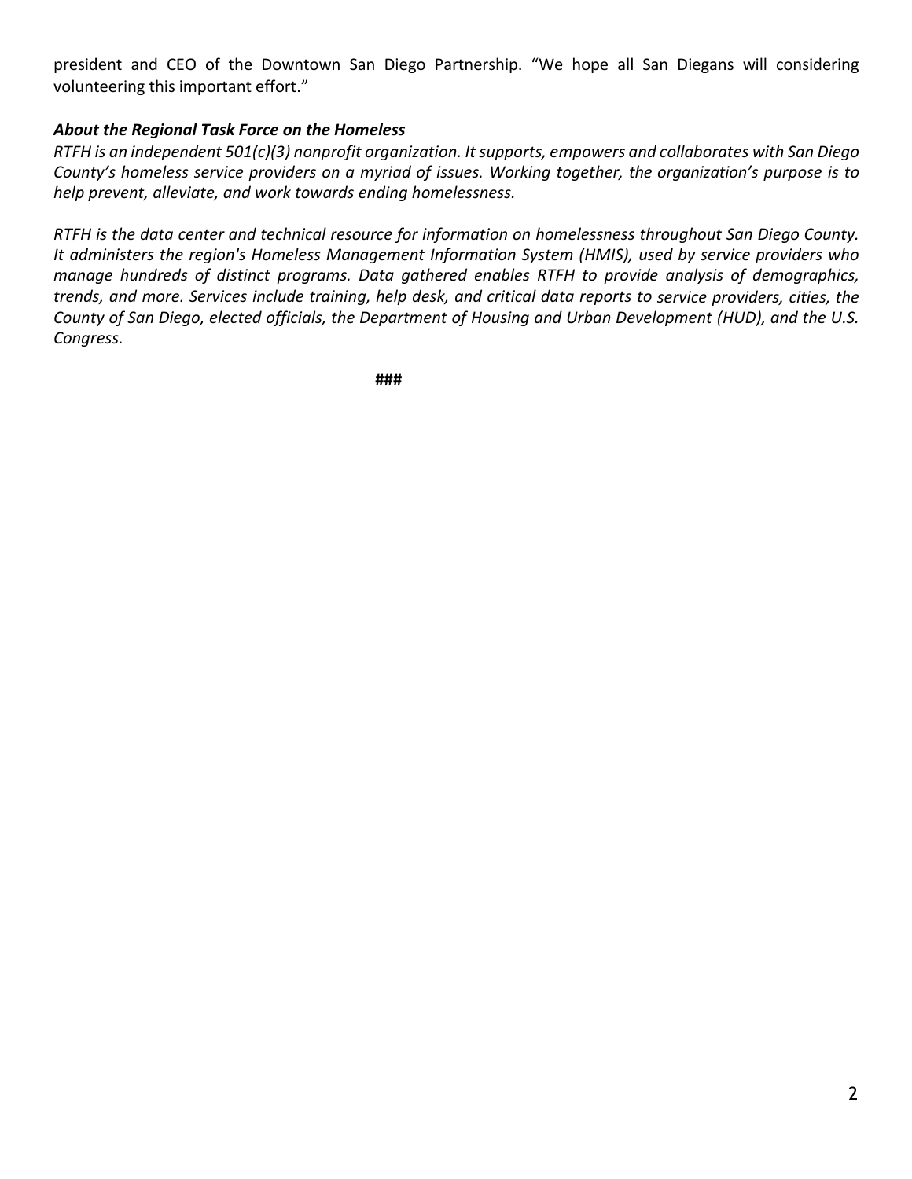president and CEO of the Downtown San Diego Partnership. "We hope all San Diegans will considering volunteering this important effort."

***About the Regional Task Force on the Homeless***

*RTFH is an independent 501(c)(3) nonprofit organization. It supports, empowers and collaborates with San Diego County's homeless service providers on a myriad of issues. Working together, the organization's purpose is to help prevent, alleviate, and work towards ending homelessness.*

*RTFH is the data center and technical resource for information on homelessness throughout San Diego County. It administers the region's Homeless Management Information System (HMIS), used by service providers who manage hundreds of distinct programs. Data gathered enables RTFH to provide analysis of demographics, trends, and more. Services include training, help desk, and critical data reports to service providers, cities, the County of San Diego, elected officials, the Department of Housing and Urban Development (HUD), and the U.S. Congress.*

###